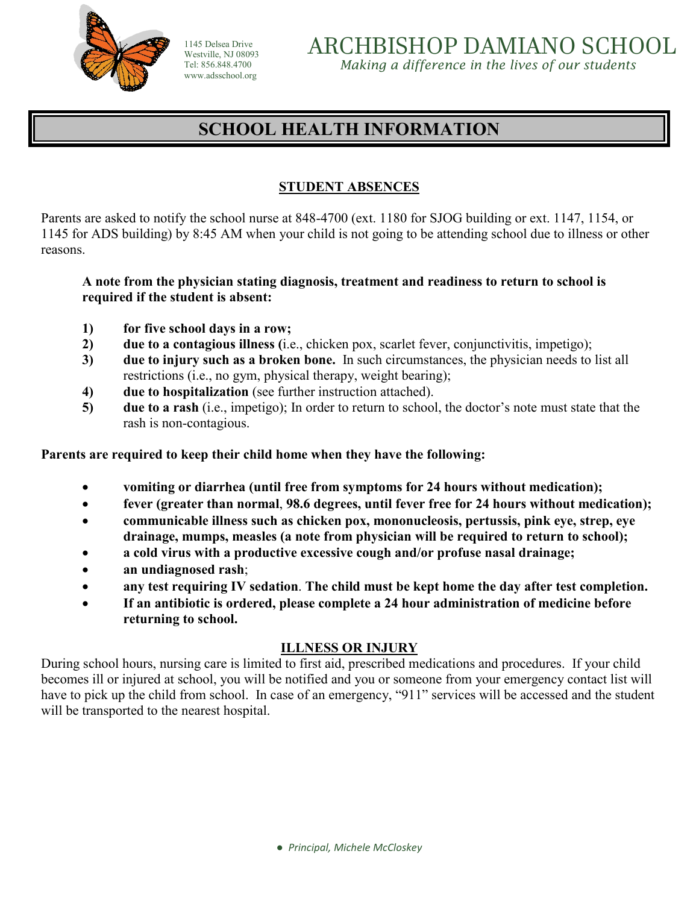1145 Delsea Drive
Westville, NJ 08093
Tel: 856.848.4700
www.adsschool.org

# ARCHBISHOP DAMIANO SCHOOL

*Making a difference in the lives of our students*

# SCHOOL HEALTH INFORMATION

## STUDENT ABSENCES

Parents are asked to notify the school nurse at 848-4700 (ext. 1180 for SJOG building or ext. 1147, 1154, or 1145 for ADS building) by 8:45 AM when your child is not going to be attending school due to illness or other reasons.

**A note from the physician stating diagnosis, treatment and readiness to return to school is required if the student is absent:**

1) **for five school days in a row;**
2) **due to a contagious illness (**i.e., chicken pox, scarlet fever, conjunctivitis, impetigo);
3) **due to injury such as a broken bone.** In such circumstances, the physician needs to list all restrictions (i.e., no gym, physical therapy, weight bearing);
4) **due to hospitalization** (see further instruction attached).
5) **due to a rash** (i.e., impetigo); In order to return to school, the doctor's note must state that the rash is non-contagious.

**Parents are required to keep their child home when they have the following:**

- **vomiting or diarrhea (until free from symptoms for 24 hours without medication);**
- **fever (greater than normal**, **98.6 degrees, until fever free for 24 hours without medication);**
- **communicable illness such as chicken pox, mononucleosis, pertussis, pink eye, strep, eye drainage, mumps, measles (a note from physician will be required to return to school);**
- **a cold virus with a productive excessive cough and/or profuse nasal drainage;**
- **an undiagnosed rash**;
- **any test requiring IV sedation**. **The child must be kept home the day after test completion.**
- **If an antibiotic is ordered, please complete a 24 hour administration of medicine before returning to school.**

## ILLNESS OR INJURY

During school hours, nursing care is limited to first aid, prescribed medications and procedures. If your child becomes ill or injured at school, you will be notified and you or someone from your emergency contact list will have to pick up the child from school. In case of an emergency, "911" services will be accessed and the student will be transported to the nearest hospital.

- *Principal, Michele McCloskey*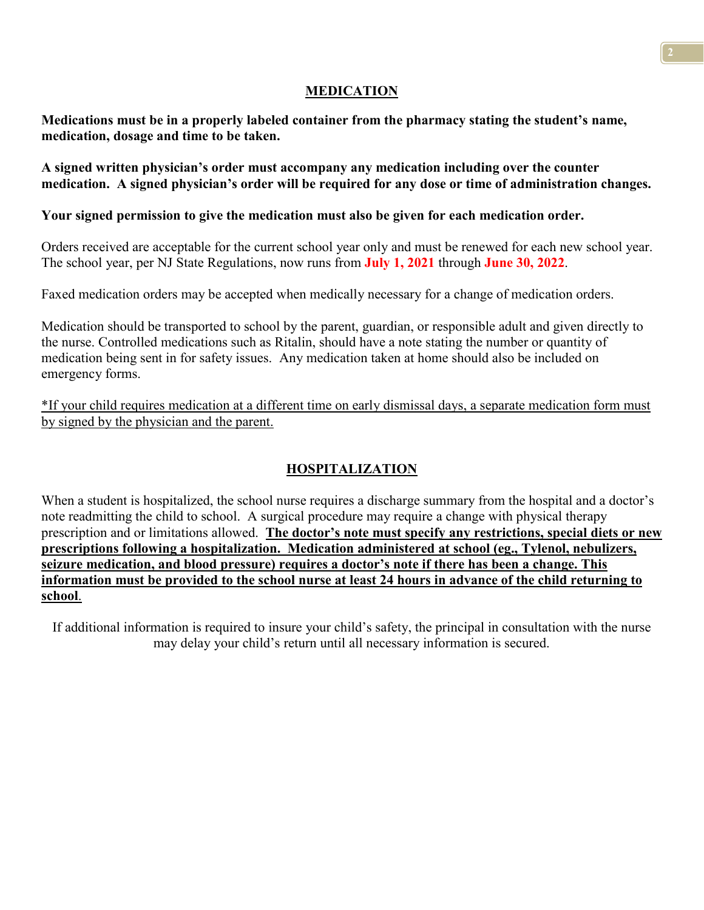## MEDICATION

**Medications must be in a properly labeled container from the pharmacy stating the student's name, medication, dosage and time to be taken.**

**A signed written physician's order must accompany any medication including over the counter medication. A signed physician's order will be required for any dose or time of administration changes.**

**Your signed permission to give the medication must also be given for each medication order.**

Orders received are acceptable for the current school year only and must be renewed for each new school year. The school year, per NJ State Regulations, now runs from **July 1, 2021** through **June 30, 2022**.

Faxed medication orders may be accepted when medically necessary for a change of medication orders.

Medication should be transported to school by the parent, guardian, or responsible adult and given directly to the nurse. Controlled medications such as Ritalin, should have a note stating the number or quantity of medication being sent in for safety issues. Any medication taken at home should also be included on emergency forms.

*If your child requires medication at a different time on early dismissal days, a separate medication form must by signed by the physician and the parent.

## HOSPITALIZATION

When a student is hospitalized, the school nurse requires a discharge summary from the hospital and a doctor's note readmitting the child to school. A surgical procedure may require a change with physical therapy prescription and or limitations allowed. **The doctor's note must specify any restrictions, special diets or new prescriptions following a hospitalization. Medication administered at school (eg., Tylenol, nebulizers, seizure medication, and blood pressure) requires a doctor's note if there has been a change. This information must be provided to the school nurse at least 24 hours in advance of the child returning to school**.

If additional information is required to insure your child's safety, the principal in consultation with the nurse may delay your child's return until all necessary information is secured.